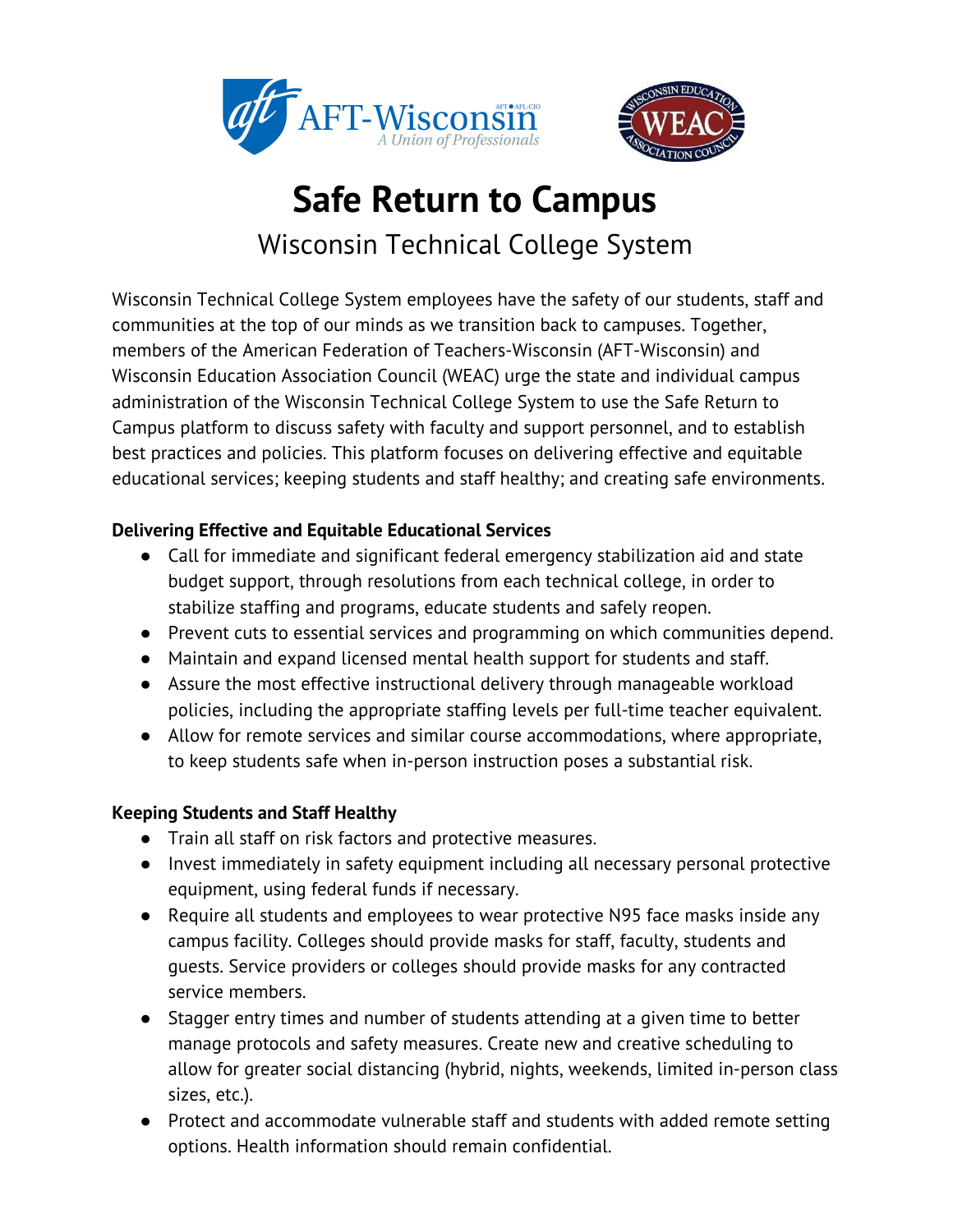# Safe Return to Campus

## Wisconsin Technical College System

Wisconsin Technical College System employees have the safety of our students, staff and communities at the top of our minds as we transition back to campuses. Together, members of the American Federation of Teachers-Wisconsin (AFT-Wisconsin) and Wisconsin Education Association Council (WEAC) urge the state and individual campus administration of the Wisconsin Technical College System to use the Safe Return to Campus platform to discuss safety with faculty and support personnel, and to establish best practices and policies. This platform focuses on delivering effective and equitable educational services; keeping students and staff healthy; and creating safe environments.

**Delivering Effective and Equitable Educational Services**

- Call for immediate and significant federal emergency stabilization aid and state budget support, through resolutions from each technical college, in order to stabilize staffing and programs, educate students and safely reopen.
- Prevent cuts to essential services and programming on which communities depend.
- Maintain and expand licensed mental health support for students and staff.
- Assure the most effective instructional delivery through manageable workload policies, including the appropriate staffing levels per full-time teacher equivalent.
- Allow for remote services and similar course accommodations, where appropriate, to keep students safe when in-person instruction poses a substantial risk.

**Keeping Students and Staff Healthy**

- Train all staff on risk factors and protective measures.
- Invest immediately in safety equipment including all necessary personal protective equipment, using federal funds if necessary.
- Require all students and employees to wear protective N95 face masks inside any campus facility. Colleges should provide masks for staff, faculty, students and guests. Service providers or colleges should provide masks for any contracted service members.
- Stagger entry times and number of students attending at a given time to better manage protocols and safety measures. Create new and creative scheduling to allow for greater social distancing (hybrid, nights, weekends, limited in-person class sizes, etc.).
- Protect and accommodate vulnerable staff and students with added remote setting options. Health information should remain confidential.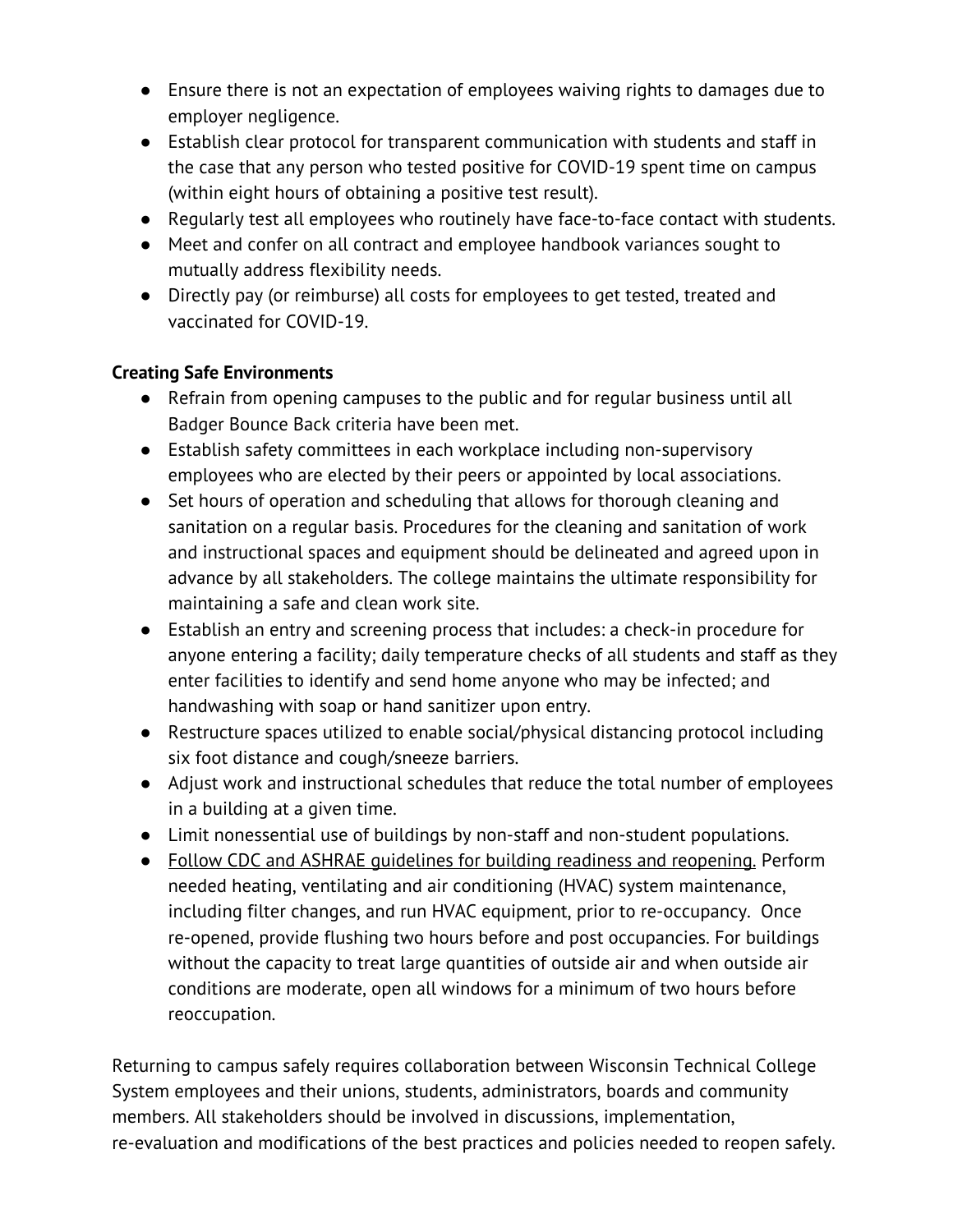- Ensure there is not an expectation of employees waiving rights to damages due to employer negligence.
- Establish clear protocol for transparent communication with students and staff in the case that any person who tested positive for COVID-19 spent time on campus (within eight hours of obtaining a positive test result).
- Regularly test all employees who routinely have face-to-face contact with students.
- Meet and confer on all contract and employee handbook variances sought to mutually address flexibility needs.
- Directly pay (or reimburse) all costs for employees to get tested, treated and vaccinated for COVID-19.

**Creating Safe Environments**

- Refrain from opening campuses to the public and for regular business until all Badger Bounce Back criteria have been met.
- Establish safety committees in each workplace including non-supervisory employees who are elected by their peers or appointed by local associations.
- Set hours of operation and scheduling that allows for thorough cleaning and sanitation on a regular basis. Procedures for the cleaning and sanitation of work and instructional spaces and equipment should be delineated and agreed upon in advance by all stakeholders. The college maintains the ultimate responsibility for maintaining a safe and clean work site.
- Establish an entry and screening process that includes: a check-in procedure for anyone entering a facility; daily temperature checks of all students and staff as they enter facilities to identify and send home anyone who may be infected; and handwashing with soap or hand sanitizer upon entry.
- Restructure spaces utilized to enable social/physical distancing protocol including six foot distance and cough/sneeze barriers.
- Adjust work and instructional schedules that reduce the total number of employees in a building at a given time.
- Limit nonessential use of buildings by non-staff and non-student populations.
- Follow CDC and ASHRAE guidelines for building readiness and reopening. Perform needed heating, ventilating and air conditioning (HVAC) system maintenance, including filter changes, and run HVAC equipment, prior to re-occupancy. Once re-opened, provide flushing two hours before and post occupancies. For buildings without the capacity to treat large quantities of outside air and when outside air conditions are moderate, open all windows for a minimum of two hours before reoccupation.

Returning to campus safely requires collaboration between Wisconsin Technical College System employees and their unions, students, administrators, boards and community members. All stakeholders should be involved in discussions, implementation, re-evaluation and modifications of the best practices and policies needed to reopen safely.